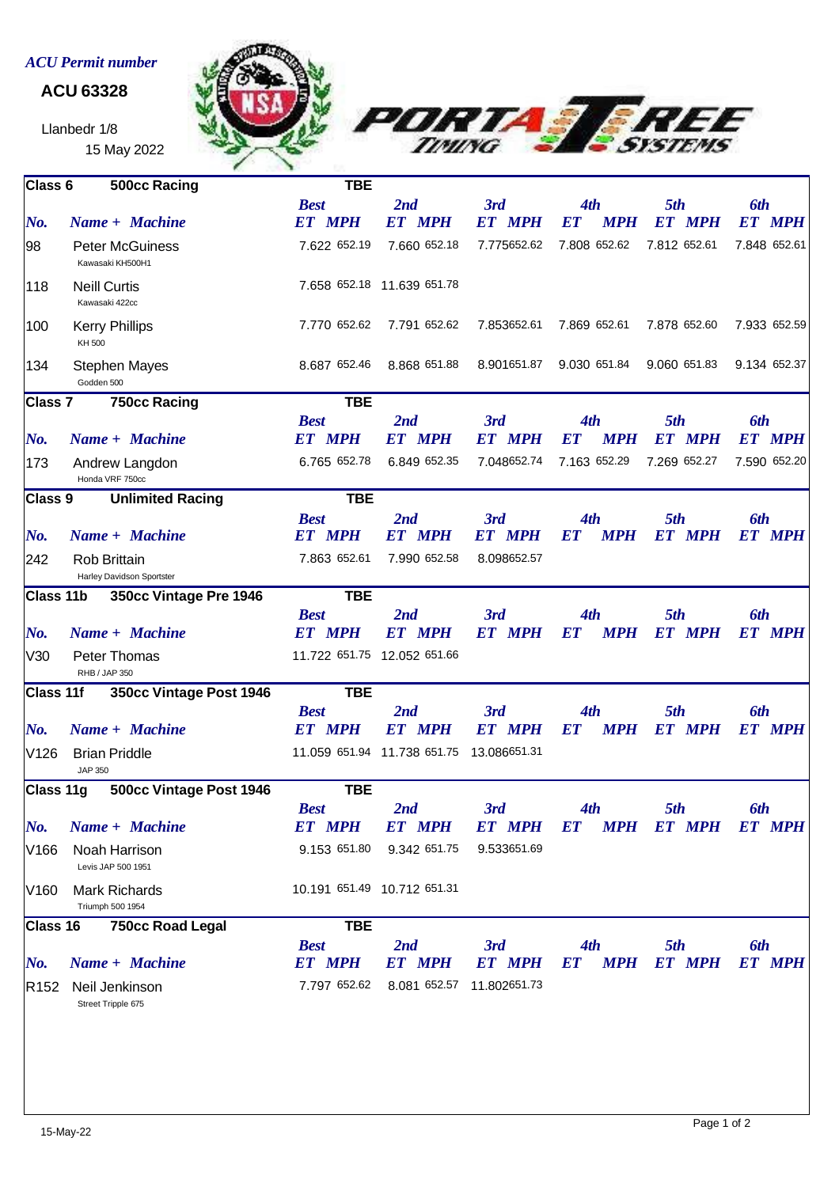*ACU Permit number*

**ACU 63328**

Llanbedr 1/8

15 May 2022

PORTA TREE TIMING SYSTEMS

## Class 6 — 500cc Racing — TBE

| No. | Name + Machine | Best ET | Best MPH | 2nd ET | 2nd MPH | 3rd ET | 3rd MPH | 4th ET | 4th MPH | 5th ET | 5th MPH | 6th ET | 6th MPH |
|---|---|---|---|---|---|---|---|---|---|---|---|---|---|
| 98 | Peter McGuiness<br>Kawasaki KH500H1 | 7.622 | 652.19 | 7.660 | 652.18 | 7.775 | 652.62 | 7.808 | 652.62 | 7.812 | 652.61 | 7.848 | 652.61 |
| 118 | Neill Curtis<br>Kawasaki 422cc | 7.658 | 652.18 | 11.639 | 651.78 | | | | | | | | |
| 100 | Kerry Phillips<br>KH 500 | 7.770 | 652.62 | 7.791 | 652.62 | 7.853 | 652.61 | 7.869 | 652.61 | 7.878 | 652.60 | 7.933 | 652.59 |
| 134 | Stephen Mayes<br>Godden 500 | 8.687 | 652.46 | 8.868 | 651.88 | 8.901 | 651.87 | 9.030 | 651.84 | 9.060 | 651.83 | 9.134 | 652.37 |

## Class 7 — 750cc Racing — TBE

| No. | Name + Machine | Best ET | Best MPH | 2nd ET | 2nd MPH | 3rd ET | 3rd MPH | 4th ET | 4th MPH | 5th ET | 5th MPH | 6th ET | 6th MPH |
|---|---|---|---|---|---|---|---|---|---|---|---|---|---|
| 173 | Andrew Langdon<br>Honda VRF 750cc | 6.765 | 652.78 | 6.849 | 652.35 | 7.048 | 652.74 | 7.163 | 652.29 | 7.269 | 652.27 | 7.590 | 652.20 |

## Class 9 — Unlimited Racing — TBE

| No. | Name + Machine | Best ET | Best MPH | 2nd ET | 2nd MPH | 3rd ET | 3rd MPH | 4th ET | 4th MPH | 5th ET | 5th MPH | 6th ET | 6th MPH |
|---|---|---|---|---|---|---|---|---|---|---|---|---|---|
| 242 | Rob Brittain<br>Harley Davidson Sportster | 7.863 | 652.61 | 7.990 | 652.58 | 8.098 | 652.57 | | | | | | |

## Class 11b — 350cc Vintage Pre 1946 — TBE

| No. | Name + Machine | Best ET | Best MPH | 2nd ET | 2nd MPH | 3rd ET | 3rd MPH | 4th ET | 4th MPH | 5th ET | 5th MPH | 6th ET | 6th MPH |
|---|---|---|---|---|---|---|---|---|---|---|---|---|---|
| V30 | Peter Thomas<br>RHB / JAP 350 | 11.722 | 651.75 | 12.052 | 651.66 | | | | | | | | |

## Class 11f — 350cc Vintage Post 1946 — TBE

| No. | Name + Machine | Best ET | Best MPH | 2nd ET | 2nd MPH | 3rd ET | 3rd MPH | 4th ET | 4th MPH | 5th ET | 5th MPH | 6th ET | 6th MPH |
|---|---|---|---|---|---|---|---|---|---|---|---|---|---|
| V126 | Brian Priddle<br>JAP 350 | 11.059 | 651.94 | 11.738 | 651.75 | 13.086 | 651.31 | | | | | | |

## Class 11g — 500cc Vintage Post 1946 — TBE

| No. | Name + Machine | Best ET | Best MPH | 2nd ET | 2nd MPH | 3rd ET | 3rd MPH | 4th ET | 4th MPH | 5th ET | 5th MPH | 6th ET | 6th MPH |
|---|---|---|---|---|---|---|---|---|---|---|---|---|---|
| V166 | Noah Harrison<br>Levis JAP 500 1951 | 9.153 | 651.80 | 9.342 | 651.75 | 9.533 | 651.69 | | | | | | |
| V160 | Mark Richards<br>Triumph 500 1954 | 10.191 | 651.49 | 10.712 | 651.31 | | | | | | | | |

## Class 16 — 750cc Road Legal — TBE

| No. | Name + Machine | Best ET | Best MPH | 2nd ET | 2nd MPH | 3rd ET | 3rd MPH | 4th ET | 4th MPH | 5th ET | 5th MPH | 6th ET | 6th MPH |
|---|---|---|---|---|---|---|---|---|---|---|---|---|---|
| R152 | Neil Jenkinson<br>Street Tripple 675 | 7.797 | 652.62 | 8.081 | 652.57 | 11.802 | 651.73 | | | | | | |

15-May-22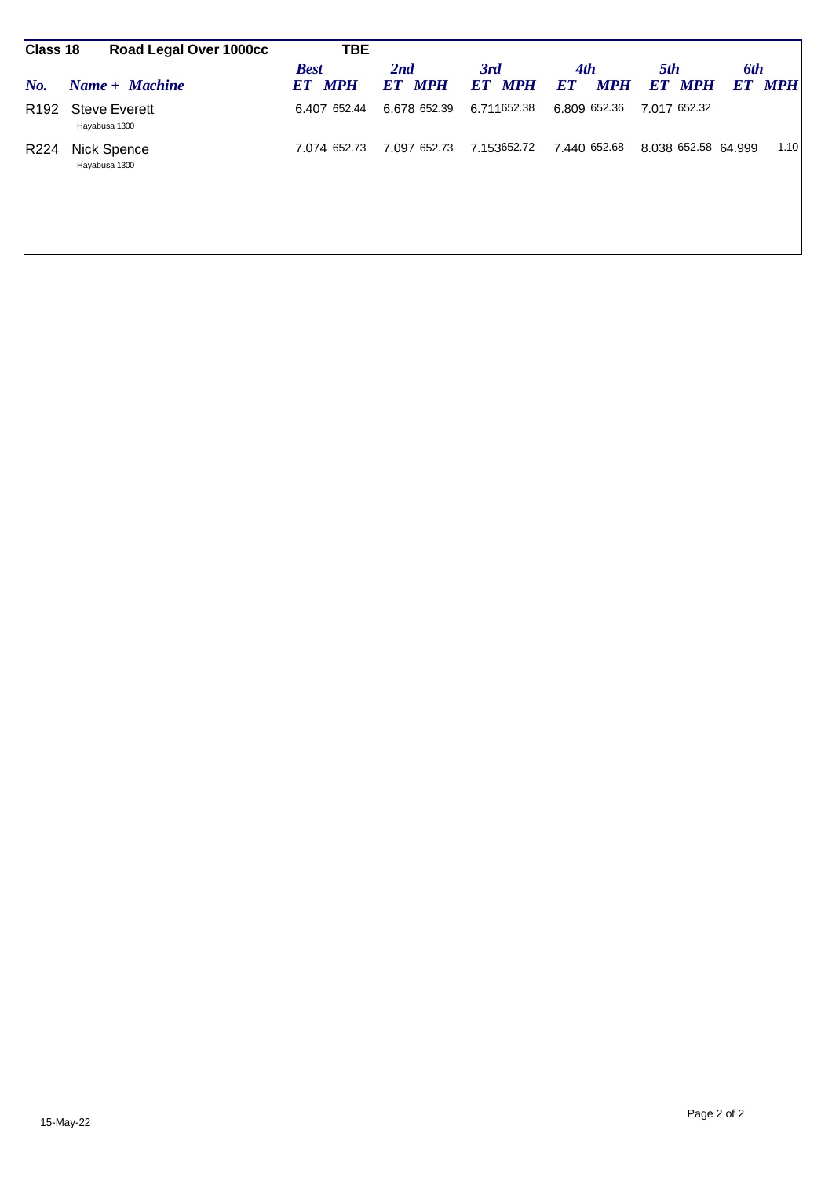**Class 18 Road Legal Over 1000cc** TBE

| No. | Name + Machine | Best ET | Best MPH | 2nd ET | 2nd MPH | 3rd ET | 3rd MPH | 4th ET | 4th MPH | 5th ET | 5th MPH | 6th ET | 6th MPH |
|---|---|---|---|---|---|---|---|---|---|---|---|---|---|
| R192 | Steve Everett<br>Hayabusa 1300 | 6.407 | 652.44 | 6.678 | 652.39 | 6.711 | 652.38 | 6.809 | 652.36 | 7.017 | 652.32 | | |
| R224 | Nick Spence<br>Hayabusa 1300 | 7.074 | 652.73 | 7.097 | 652.73 | 7.153 | 652.72 | 7.440 | 652.68 | 8.038 | 652.58 | 64.999 | 1.10 |

15-May-22